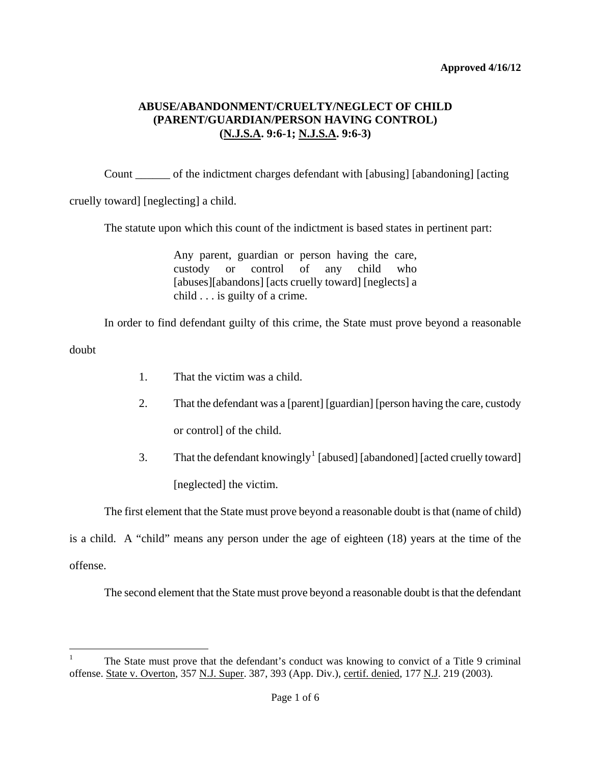**Approved 4/16/12**

# ABUSE/ABANDONMENT/CRUELTY/NEGLECT OF CHILD (PARENT/GUARDIAN/PERSON HAVING CONTROL) (N.J.S.A. 9:6-1; N.J.S.A. 9:6-3)

Count ______ of the indictment charges defendant with [abusing] [abandoning] [acting cruelly toward] [neglecting] a child.

The statute upon which this count of the indictment is based states in pertinent part:

> Any parent, guardian or person having the care, custody or control of any child who [abuses][abandons] [acts cruelly toward] [neglects] a child . . . is guilty of a crime.

In order to find defendant guilty of this crime, the State must prove beyond a reasonable doubt

1. That the victim was a child.
2. That the defendant was a [parent] [guardian] [person having the care, custody or control] of the child.
3. That the defendant knowingly[1] [abused] [abandoned] [acted cruelly toward] [neglected] the victim.

The first element that the State must prove beyond a reasonable doubt is that (name of child) is a child. A "child" means any person under the age of eighteen (18) years at the time of the offense.

The second element that the State must prove beyond a reasonable doubt is that the defendant

---

[1] The State must prove that the defendant's conduct was knowing to convict of a Title 9 criminal offense. State v. Overton, 357 N.J. Super. 387, 393 (App. Div.), certif. denied, 177 N.J. 219 (2003).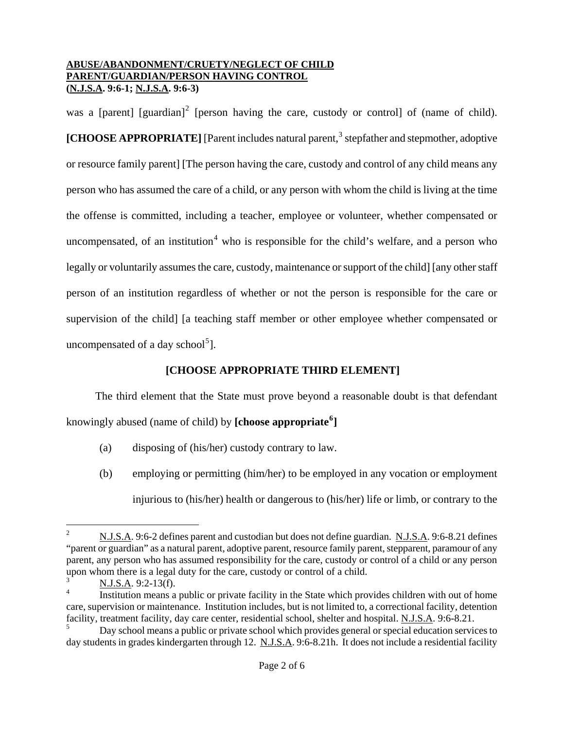was a [parent] [guardian][2] [person having the care, custody or control] of (name of child). **[CHOOSE APPROPRIATE]** [Parent includes natural parent,[3] stepfather and stepmother, adoptive or resource family parent] [The person having the care, custody and control of any child means any person who has assumed the care of a child, or any person with whom the child is living at the time the offense is committed, including a teacher, employee or volunteer, whether compensated or uncompensated, of an institution[4] who is responsible for the child's welfare, and a person who legally or voluntarily assumes the care, custody, maintenance or support of the child] [any other staff person of an institution regardless of whether or not the person is responsible for the care or supervision of the child] [a teaching staff member or other employee whether compensated or uncompensated of a day school[5]].

**[CHOOSE APPROPRIATE THIRD ELEMENT]**

The third element that the State must prove beyond a reasonable doubt is that defendant knowingly abused (name of child) by **[choose appropriate[6]]**

(a) disposing of (his/her) custody contrary to law.

(b) employing or permitting (him/her) to be employed in any vocation or employment injurious to (his/her) health or dangerous to (his/her) life or limb, or contrary to the

---

[2] N.J.S.A. 9:6-2 defines parent and custodian but does not define guardian. N.J.S.A. 9:6-8.21 defines "parent or guardian" as a natural parent, adoptive parent, resource family parent, stepparent, paramour of any parent, any person who has assumed responsibility for the care, custody or control of a child or any person upon whom there is a legal duty for the care, custody or control of a child.

[3] N.J.S.A. 9:2-13(f).

[4] Institution means a public or private facility in the State which provides children with out of home care, supervision or maintenance. Institution includes, but is not limited to, a correctional facility, detention facility, treatment facility, day care center, residential school, shelter and hospital. N.J.S.A. 9:6-8.21.

[5] Day school means a public or private school which provides general or special education services to day students in grades kindergarten through 12. N.J.S.A. 9:6-8.21h. It does not include a residential facility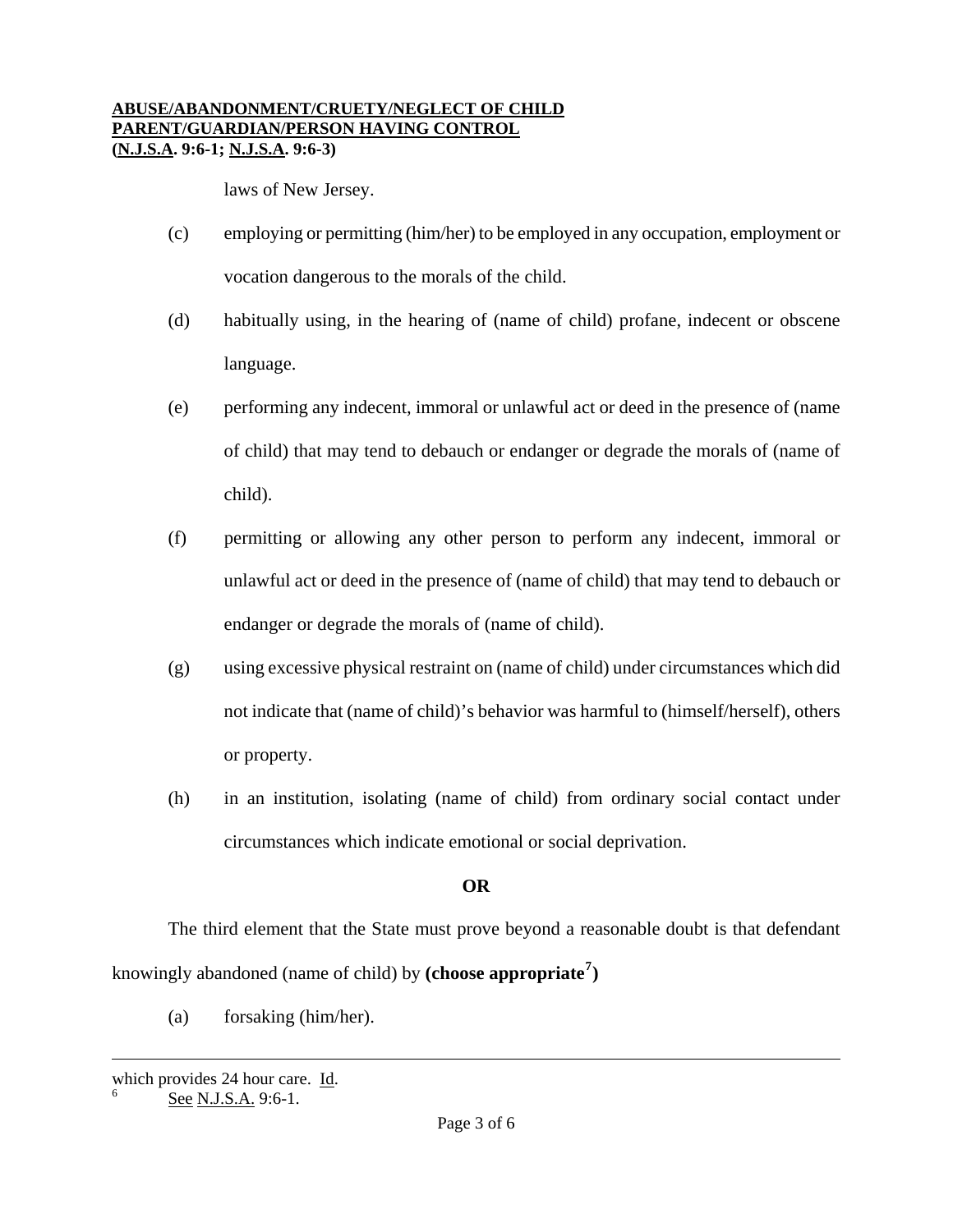laws of New Jersey.

(c) employing or permitting (him/her) to be employed in any occupation, employment or vocation dangerous to the morals of the child.

(d) habitually using, in the hearing of (name of child) profane, indecent or obscene language.

(e) performing any indecent, immoral or unlawful act or deed in the presence of (name of child) that may tend to debauch or endanger or degrade the morals of (name of child).

(f) permitting or allowing any other person to perform any indecent, immoral or unlawful act or deed in the presence of (name of child) that may tend to debauch or endanger or degrade the morals of (name of child).

(g) using excessive physical restraint on (name of child) under circumstances which did not indicate that (name of child)'s behavior was harmful to (himself/herself), others or property.

(h) in an institution, isolating (name of child) from ordinary social contact under circumstances which indicate emotional or social deprivation.

**OR**

The third element that the State must prove beyond a reasonable doubt is that defendant knowingly abandoned (name of child) by **(choose appropriate[7])**

(a) forsaking (him/her).

---

which provides 24 hour care. Id.

[6] See N.J.S.A. 9:6-1.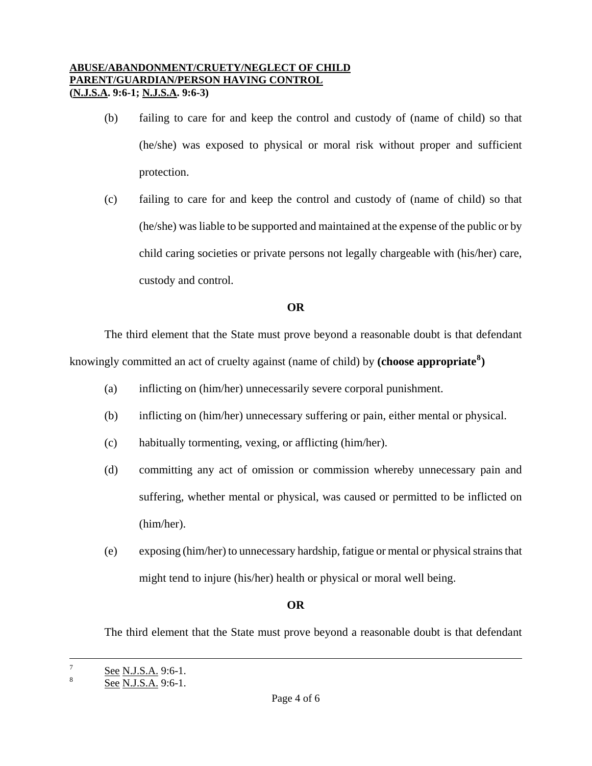**ABUSE/ABANDONMENT/CRUETY/NEGLECT OF CHILD**
**PARENT/GUARDIAN/PERSON HAVING CONTROL**
**(N.J.S.A. 9:6-1; N.J.S.A. 9:6-3)**

(b) failing to care for and keep the control and custody of (name of child) so that (he/she) was exposed to physical or moral risk without proper and sufficient protection.

(c) failing to care for and keep the control and custody of (name of child) so that (he/she) was liable to be supported and maintained at the expense of the public or by child caring societies or private persons not legally chargeable with (his/her) care, custody and control.

**OR**

The third element that the State must prove beyond a reasonable doubt is that defendant knowingly committed an act of cruelty against (name of child) by **(choose appropriate[8])**

(a) inflicting on (him/her) unnecessarily severe corporal punishment.

(b) inflicting on (him/her) unnecessary suffering or pain, either mental or physical.

(c) habitually tormenting, vexing, or afflicting (him/her).

(d) committing any act of omission or commission whereby unnecessary pain and suffering, whether mental or physical, was caused or permitted to be inflicted on (him/her).

(e) exposing (him/her) to unnecessary hardship, fatigue or mental or physical strains that might tend to injure (his/her) health or physical or moral well being.

**OR**

The third element that the State must prove beyond a reasonable doubt is that defendant

---

[7] See N.J.S.A. 9:6-1.

[8] See N.J.S.A. 9:6-1.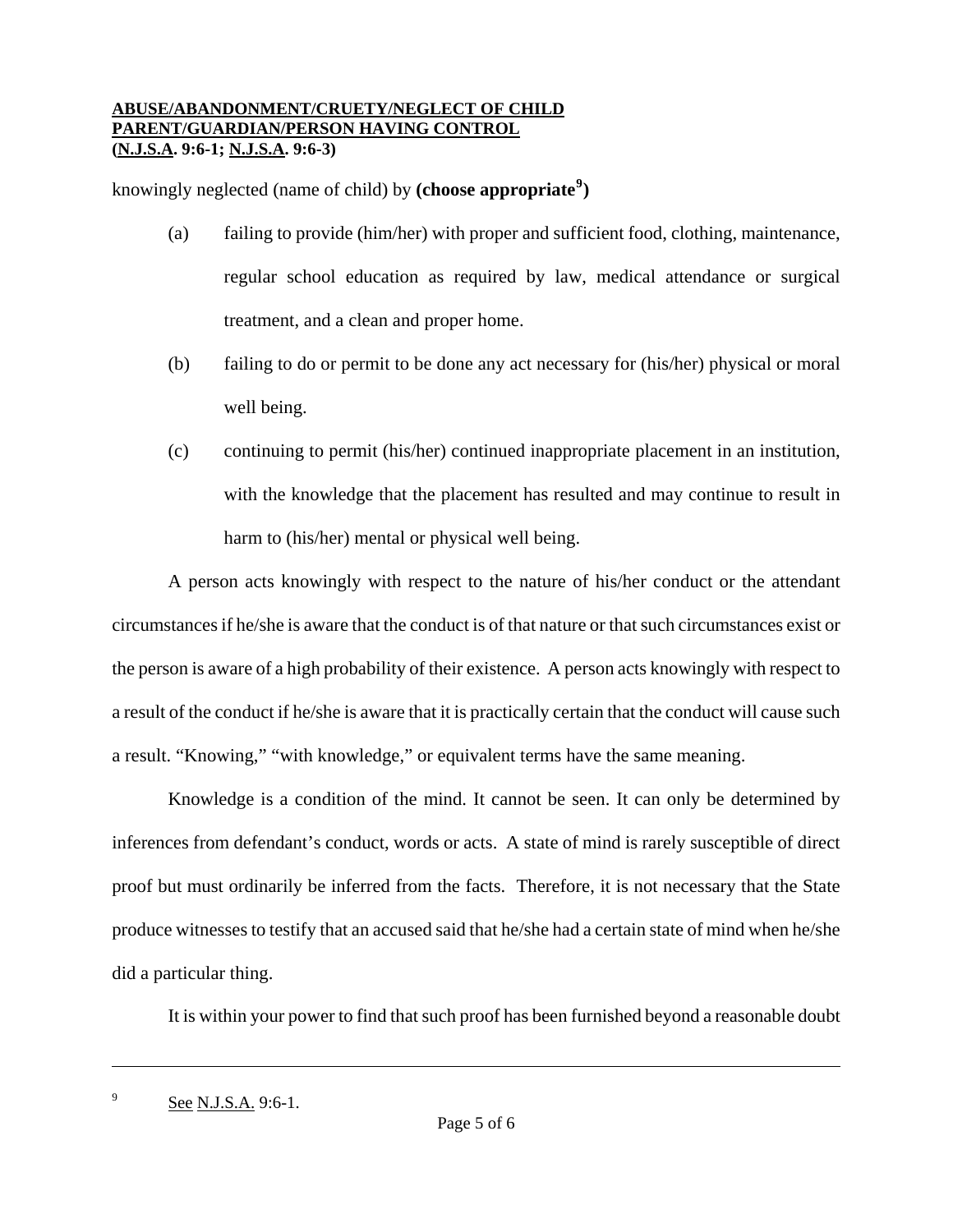knowingly neglected (name of child) by **(choose appropriate[9])**

(a) failing to provide (him/her) with proper and sufficient food, clothing, maintenance, regular school education as required by law, medical attendance or surgical treatment, and a clean and proper home.

(b) failing to do or permit to be done any act necessary for (his/her) physical or moral well being.

(c) continuing to permit (his/her) continued inappropriate placement in an institution, with the knowledge that the placement has resulted and may continue to result in harm to (his/her) mental or physical well being.

A person acts knowingly with respect to the nature of his/her conduct or the attendant circumstances if he/she is aware that the conduct is of that nature or that such circumstances exist or the person is aware of a high probability of their existence. A person acts knowingly with respect to a result of the conduct if he/she is aware that it is practically certain that the conduct will cause such a result. "Knowing," "with knowledge," or equivalent terms have the same meaning.

Knowledge is a condition of the mind. It cannot be seen. It can only be determined by inferences from defendant's conduct, words or acts. A state of mind is rarely susceptible of direct proof but must ordinarily be inferred from the facts. Therefore, it is not necessary that the State produce witnesses to testify that an accused said that he/she had a certain state of mind when he/she did a particular thing.

It is within your power to find that such proof has been furnished beyond a reasonable doubt

---

[9] See N.J.S.A. 9:6-1.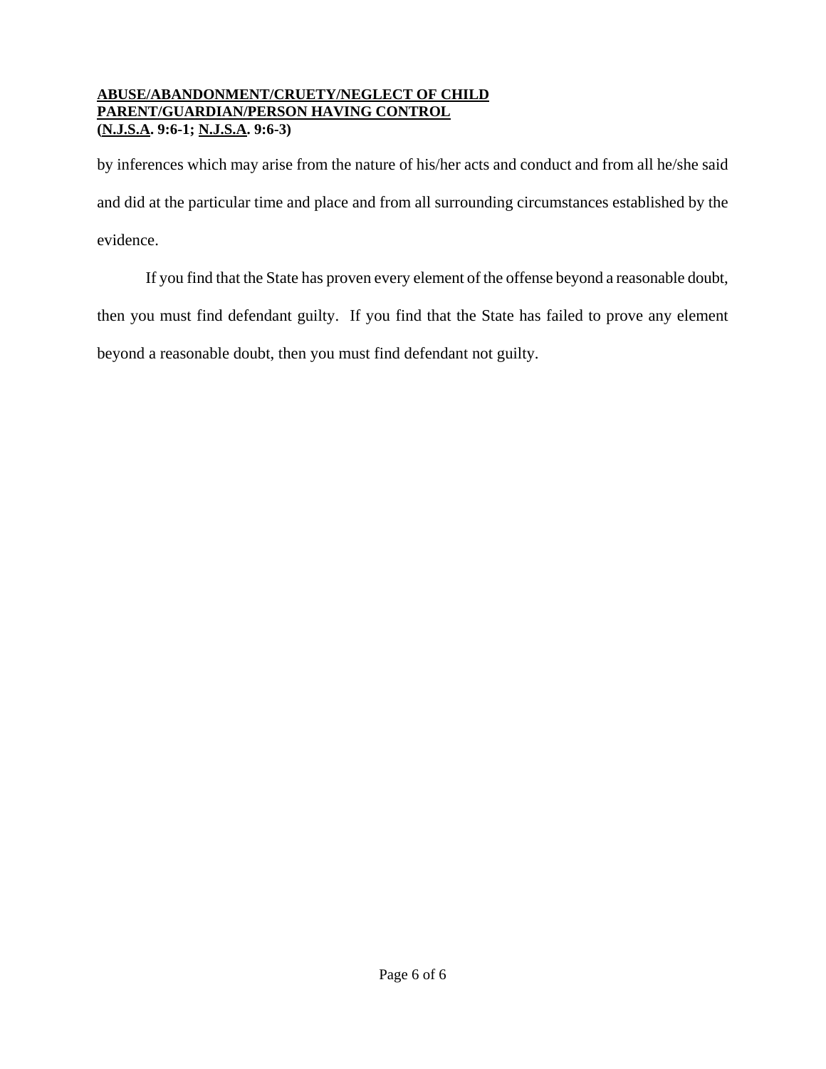by inferences which may arise from the nature of his/her acts and conduct and from all he/she said and did at the particular time and place and from all surrounding circumstances established by the evidence.

If you find that the State has proven every element of the offense beyond a reasonable doubt, then you must find defendant guilty. If you find that the State has failed to prove any element beyond a reasonable doubt, then you must find defendant not guilty.